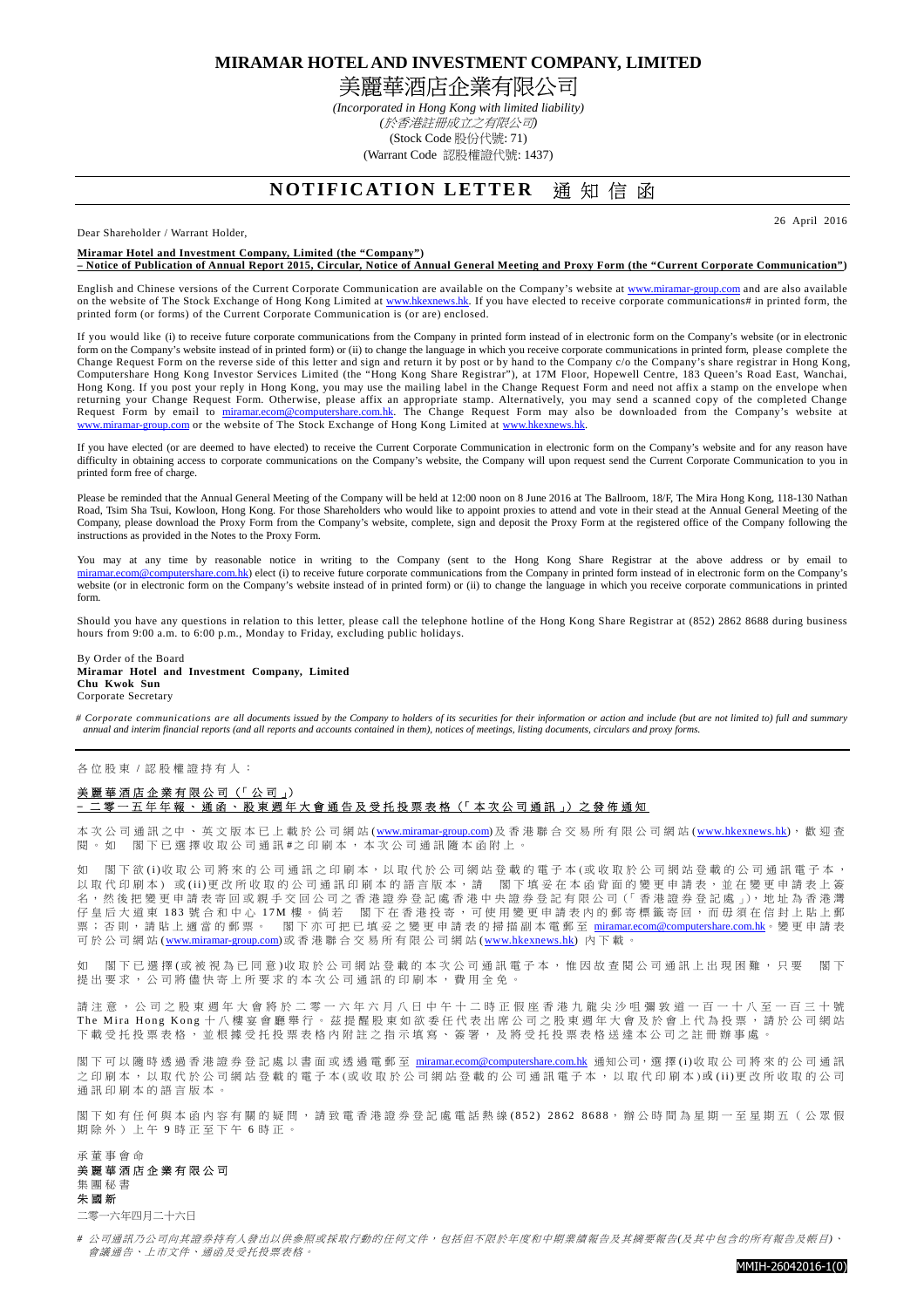# MIRAMAR HOTEL AND INVESTMENT COMPANY, LIMITED

# 美麗華酒店企業有限公司

*(Incorporated in Hong Kong with limited liability)*
*(於香港註冊成立之有限公司)*
(Stock Code 股份代號: 71)
(Warrant Code 認股權證代號: 1437)

## NOTIFICATION LETTER 通知信函

26 April 2016

Dear Shareholder / Warrant Holder,

**Miramar Hotel and Investment Company, Limited (the "Company")**
**– Notice of Publication of Annual Report 2015, Circular, Notice of Annual General Meeting and Proxy Form (the "Current Corporate Communication")**

English and Chinese versions of the Current Corporate Communication are available on the Company's website at www.miramar-group.com and are also available on the website of The Stock Exchange of Hong Kong Limited at www.hkexnews.hk. If you have elected to receive corporate communications# in printed form, the printed form (or forms) of the Current Corporate Communication is (or are) enclosed.

If you would like (i) to receive future corporate communications from the Company in printed form instead of in electronic form on the Company's website (or in electronic form on the Company's website instead of in printed form) or (ii) to change the language in which you receive corporate communications in printed form, please complete the Change Request Form on the reverse side of this letter and sign and return it by post or by hand to the Company c/o the Company's share registrar in Hong Kong, Computershare Hong Kong Investor Services Limited (the "Hong Kong Share Registrar"), at 17M Floor, Hopewell Centre, 183 Queen's Road East, Wanchai, Hong Kong. If you post your reply in Hong Kong, you may use the mailing label in the Change Request Form and need not affix a stamp on the envelope when returning your Change Request Form. Otherwise, please affix an appropriate stamp. Alternatively, you may send a scanned copy of the completed Change Request Form by email to miramar.ecom@computershare.com.hk. The Change Request Form may also be downloaded from the Company's website at www.miramar-group.com or the website of The Stock Exchange of Hong Kong Limited at www.hkexnews.hk.

If you have elected (or are deemed to have elected) to receive the Current Corporate Communication in electronic form on the Company's website and for any reason have difficulty in obtaining access to corporate communications on the Company's website, the Company will upon request send the Current Corporate Communication to you in printed form free of charge.

Please be reminded that the Annual General Meeting of the Company will be held at 12:00 noon on 8 June 2016 at The Ballroom, 18/F, The Mira Hong Kong, 118-130 Nathan Road, Tsim Sha Tsui, Kowloon, Hong Kong. For those Shareholders who would like to appoint proxies to attend and vote in their stead at the Annual General Meeting of the Company, please download the Proxy Form from the Company's website, complete, sign and deposit the Proxy Form at the registered office of the Company following the instructions as provided in the Notes to the Proxy Form.

You may at any time by reasonable notice in writing to the Company (sent to the Hong Kong Share Registrar at the above address or by email to miramar.ecom@computershare.com.hk) elect (i) to receive future corporate communications from the Company in printed form instead of in electronic form on the Company's website (or in electronic form on the Company's website instead of in printed form) or (ii) to change the language in which you receive corporate communications in printed form.

Should you have any questions in relation to this letter, please call the telephone hotline of the Hong Kong Share Registrar at (852) 2862 8688 during business hours from 9:00 a.m. to 6:00 p.m., Monday to Friday, excluding public holidays.

By Order of the Board
**Miramar Hotel and Investment Company, Limited**
**Chu Kwok Sun**
Corporate Secretary

*# Corporate communications are all documents issued by the Company to holders of its securities for their information or action and include (but are not limited to) full and summary annual and interim financial reports (and all reports and accounts contained in them), notices of meetings, listing documents, circulars and proxy forms.*

---

各位股東 / 認股權證持有人：

**美麗華酒店企業有限公司（「公司」）**
**– 二零一五年年報、通函、股東週年大會通告及受托投票表格（「本次公司通訊」）之發佈通知**

本次公司通訊之中、英文版本已上載於公司網站(www.miramar-group.com)及香港聯合交易所有限公司網站(www.hkexnews.hk)，歡迎查閱。如 閣下已選擇收取公司通訊#之印刷本，本次公司通訊隨本函附上。

如 閣下欲(i)收取公司將來的公司通訊之印刷本，以取代於公司網站登載的電子本(或收取於公司網站登載的公司通訊電子本，以取代印刷本) 或(ii)更改所收取的公司通訊印刷本的語言版本，請 閣下填妥在本函背面的變更申請表，並在變更申請表上簽名，然後把變更申請表寄回或親手交回公司之香港證券登記處香港中央證券登記有限公司(「香港證券登記處」)，地址為香港灣仔皇后大道東183號合和中心17M樓。倘若 閣下在香港投寄，可使用變更申請表內的郵寄標籤寄回，而毋須在信封上貼上郵票；否則，請貼上適當的郵票。 閣下亦可把已填妥之變更申請表的掃描副本電郵至 miramar.ecom@computershare.com.hk。變更申請表可於公司網站(www.miramar-group.com)或香港聯合交易所有限公司網站(www.hkexnews.hk) 內下載。

如 閣下已選擇(或被視為已同意)收取於公司網站登載的本次公司通訊電子本，惟因故查閱公司通訊上出現困難，只要 閣下提出要求，公司將儘快寄上所要求的本次公司通訊的印刷本，費用全免。

請注意，公司之股東週年大會將於二零一六年六月八日中午十二時正假座香港九龍尖沙咀彌敦道一百一十八至一百三十號The Mira Hong Kong十八樓宴會廳舉行。茲提醒股東如欲委任代表出席公司之股東週年大會及於會上代為投票，請於公司網站下載受托投票表格，並根據受托投票表格內附註之指示填寫、簽署，及將受托投票表格送達本公司之註冊辦事處。

閣下可以隨時透過香港證券登記處以書面或透過電郵至 miramar.ecom@computershare.com.hk 通知公司，選擇(i)收取公司將來的公司通訊之印刷本，以取代於公司網站登載的電子本(或收取於公司網站登載的公司通訊電子本，以取代印刷本)或(ii)更改所收取的公司通訊印刷本的語言版本。

閣下如有任何與本函內容有關的疑問，請致電香港證券登記處電話熱線(852) 2862 8688，辦公時間為星期一至星期五（公眾假期除外）上午9時正至下午6時正。

承董事會命
**美麗華酒店企業有限公司**
集團秘書
**朱國新**

二零一六年四月二十六日

*# 公司通訊乃公司向其證券持有人發出以供參照或採取行動的任何文件，包括但不限於年度和中期業績報告及其摘要報告(及其中包含的所有報告及帳目)、會議通告、上市文件、通函及受托投票表格。*

MMIH-26042016-1(0)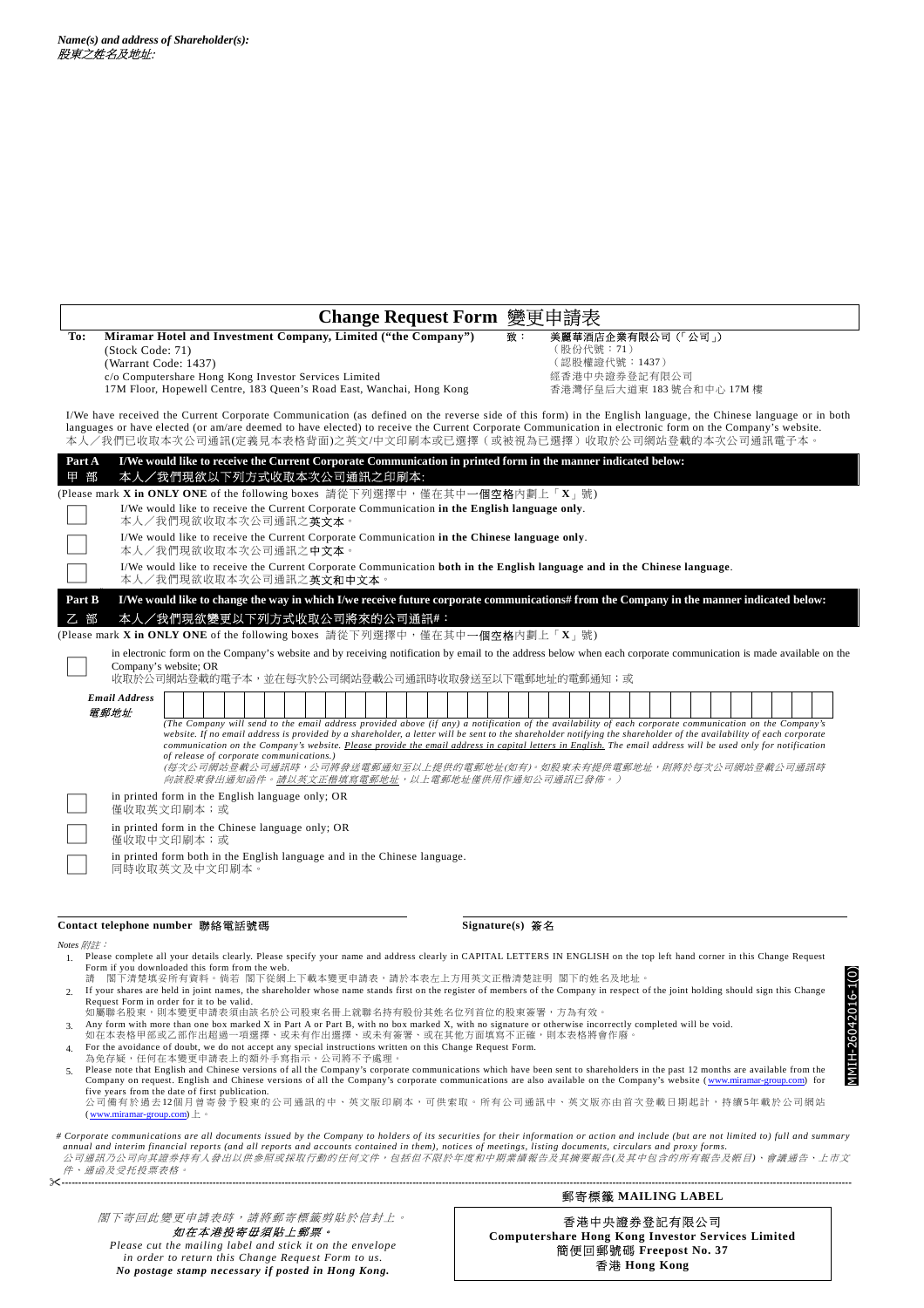***Name(s) and address of Shareholder(s):***
***股東之姓名及地址:***

# Change Request Form 變更申請表

| | | | |
|---|---|---|---|
| **To:** | **Miramar Hotel and Investment Company, Limited ("the Company")**<br>(Stock Code: 71)<br>(Warrant Code: 1437)<br>c/o Computershare Hong Kong Investor Services Limited<br>17M Floor, Hopewell Centre, 183 Queen's Road East, Wanchai, Hong Kong | 致： | 美麗華酒店企業有限公司（「公司」）<br>（股份代號：71）<br>（認股權證代號：1437）<br>經香港中央證券登記有限公司<br>香港灣仔皇后大道東 183 號合和中心 17M 樓 |

I/We have received the Current Corporate Communication (as defined on the reverse side of this form) in the English language, the Chinese language or in both languages or have elected (or am/are deemed to have elected) to receive the Current Corporate Communication in electronic form on the Company's website.
本人／我們已收取本次公司通訊(定義見本表格背面)之英文/中文印刷本或已選擇（或被視為已選擇）收取於公司網站登載的本次公司通訊電子本。

## Part A 甲部 I/We would like to receive the Current Corporate Communication in printed form in the manner indicated below: 本人／我們現欲以下列方式收取本次公司通訊之印刷本:

(Please mark **X in ONLY ONE** of the following boxes 請從下列選擇中，僅在其中**一個空格**內劃上「**X**」號)

☐ I/We would like to receive the Current Corporate Communication **in the English language only**.
本人／我們現欲收取本次公司通訊之**英文本**。

☐ I/We would like to receive the Current Corporate Communication **in the Chinese language only**.
本人／我們現欲收取本次公司通訊之**中文本**。

☐ I/We would like to receive the Current Corporate Communication **both in the English language and in the Chinese language**.
本人／我們現欲收取本次公司通訊之**英文和中文本**。

## Part B 乙部 I/We would like to change the way in which I/we receive future corporate communications# from the Company in the manner indicated below: 本人／我們現欲變更以下列方式收取公司將來的公司通訊#：

(Please mark **X in ONLY ONE** of the following boxes 請從下列選擇中，僅在其中**一個空格**內劃上「**X**」號)

☐ in electronic form on the Company's website and by receiving notification by email to the address below when each corporate communication is made available on the Company's website; OR
收取於公司網站登載的電子本，並在每次於公司網站登載公司通訊時收取發送至以下電郵地址的電郵通知；或

***Email Address***
***電郵地址*** ______________________________

*(The Company will send to the email address provided above (if any) a notification of the availability of each corporate communication on the Company's website. If no email address is provided by a shareholder, a letter will be sent to the shareholder notifying the shareholder of the availability of each corporate communication on the Company's website. Please provide the email address in capital letters in English. The email address will be used only for notification of release of corporate communications.)*
*(每次公司網站登載公司通訊時，公司將發送電郵通知至以上提供的電郵地址(如有)。如股東未有提供電郵地址，則將於每次公司網站登載公司通訊時向該股東發出通知函件。請以英文正楷填寫電郵地址，以上電郵地址僅供用作通知公司通訊已發佈。)*

☐ in printed form in the English language only; OR
僅收取英文印刷本；或

☐ in printed form in the Chinese language only; OR
僅收取中文印刷本；或

☐ in printed form both in the English language and in the Chinese language.
同時收取英文及中文印刷本。

**Contact telephone number 聯絡電話號碼** ______________________ **Signature(s) 簽名** ______________________

*Notes 附註：*

1. Please complete all your details clearly. Please specify your name and address clearly in CAPITAL LETTERS IN ENGLISH on the top left hand corner in this Change Request Form if you downloaded this form from the web.
請 閣下清楚填妥所有資料。倘若 閣下從網上下載本變更申請表，請於本表左上方用英文正楷清楚註明 閣下的姓名及地址。
2. If your shares are held in joint names, the shareholder whose name stands first on the register of members of the Company in respect of the joint holding should sign this Change Request Form in order for it to be valid.
如屬聯名股東，則本變更申請表須由該名於公司股東名冊上就聯名持有股份其姓名位列首位的股東簽署，方為有效。
3. Any form with more than one box marked X in Part A or Part B, with no box marked X, with no signature or otherwise incorrectly completed will be void.
如在本表格甲部或乙部作出超過一項選擇、或未有作出選擇、或未有簽署、或在其他方面填寫不正確，則本表格將會作廢。
4. For the avoidance of doubt, we do not accept any special instructions written on this Change Request Form.
為免存疑，任何在本變更申請表上的額外手寫指示，公司將不予處理。
5. Please note that English and Chinese versions of all the Company's corporate communications which have been sent to shareholders in the past 12 months are available from the Company on request. English and Chinese versions of all the Company's corporate communications are also available on the Company's website (www.miramar-group.com) for five years from the date of first publication.
公司備有於過去12個月曾寄發予股東的公司通訊的中，英文版印刷本，可供索取。所有公司通訊中、英文版亦由首次登載日期起計，持續5年載於公司網站(www.miramar-group.com)上。

*# Corporate communications are all documents issued by the Company to holders of its securities for their information or action and include (but are not limited to) full and summary annual and interim financial reports (and all reports and accounts contained in them), notices of meetings, listing documents, circulars and proxy forms.*
*公司通訊乃公司向其證券持有人發出以供參照或採取行動的任何文件，包括但不限於年度和中期業績報告及其摘要報告(及其中包含的所有報告及賬目)、會議通告、上市文件、通函及受托投票表格。*

MMIH-26042016-1(0)

---

閣下寄回此變更申請表時，請將郵寄標籤剪貼於信封上。
***如在本港投寄毋須貼上郵票。***
*Please cut the mailing label and stick it on the envelope in order to return this Change Request Form to us.*
***No postage stamp necessary if posted in Hong Kong.***

**郵寄標籤 MAILING LABEL**

香港中央證券登記有限公司
**Computershare Hong Kong Investor Services Limited**
簡便回郵號碼 **Freepost No. 37**
香港 **Hong Kong**